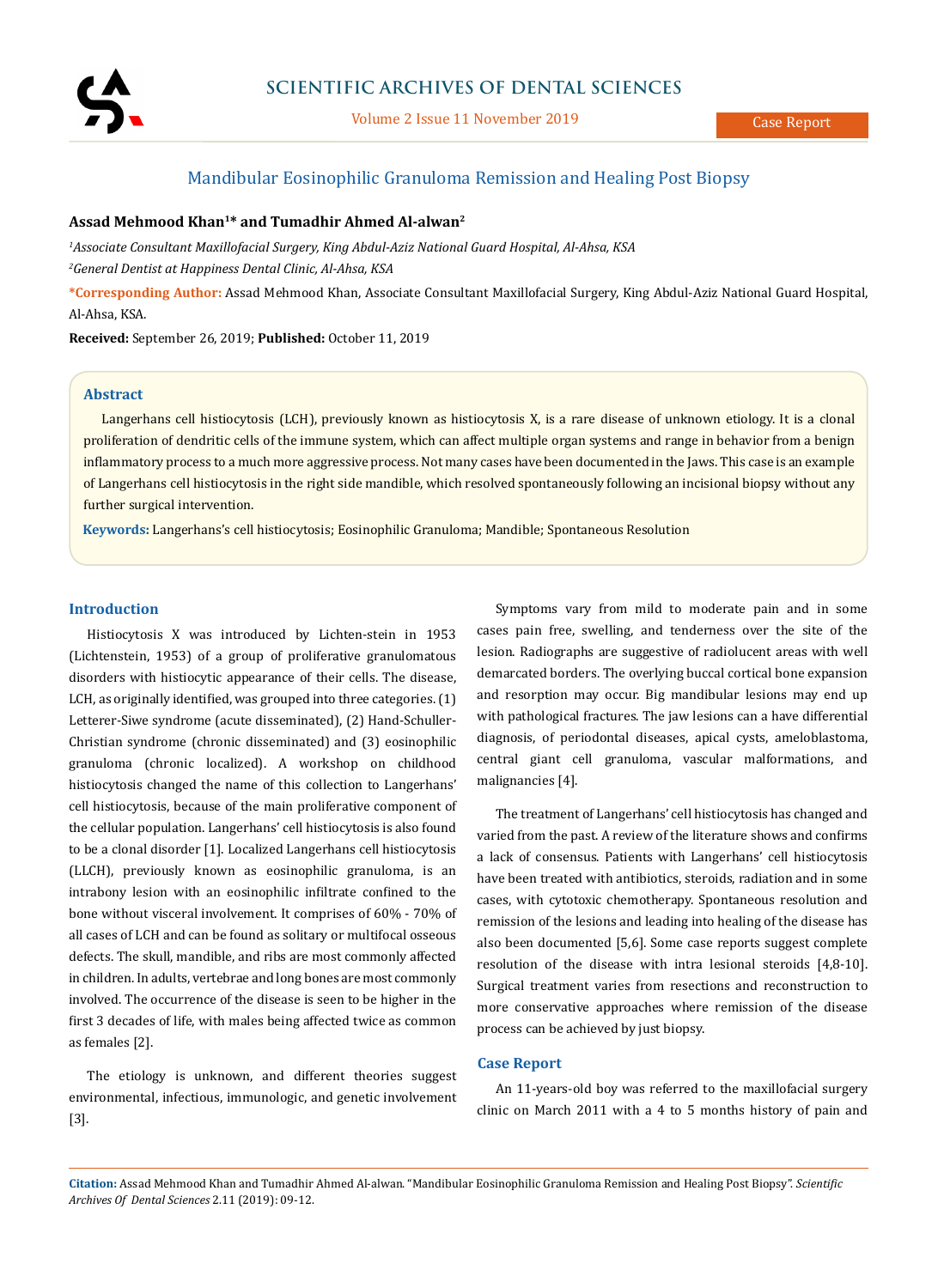Case Report

# Mandibular Eosinophilic Granuloma Remission and Healing Post Biopsy

**Assad Mehmood Khan[1]* and Tumadhir Ahmed Al-alwan[2]**

*[1]Associate Consultant Maxillofacial Surgery, King Abdul-Aziz National Guard Hospital, Al-Ahsa, KSA*

*[2]General Dentist at Happiness Dental Clinic, Al-Ahsa, KSA*

***Corresponding Author:** Assad Mehmood Khan, Associate Consultant Maxillofacial Surgery, King Abdul-Aziz National Guard Hospital, Al-Ahsa, KSA.

**Received:** September 26, 2019; **Published:** October 11, 2019

## Abstract

Langerhans cell histiocytosis (LCH), previously known as histiocytosis X, is a rare disease of unknown etiology. It is a clonal proliferation of dendritic cells of the immune system, which can affect multiple organ systems and range in behavior from a benign inflammatory process to a much more aggressive process. Not many cases have been documented in the Jaws. This case is an example of Langerhans cell histiocytosis in the right side mandible, which resolved spontaneously following an incisional biopsy without any further surgical intervention.

**Keywords:** Langerhans's cell histiocytosis; Eosinophilic Granuloma; Mandible; Spontaneous Resolution

## Introduction

Histiocytosis X was introduced by Lichten-stein in 1953 (Lichtenstein, 1953) of a group of proliferative granulomatous disorders with histiocytic appearance of their cells. The disease, LCH, as originally identified, was grouped into three categories. (1) Letterer-Siwe syndrome (acute disseminated), (2) Hand-Schuller-Christian syndrome (chronic disseminated) and (3) eosinophilic granuloma (chronic localized). A workshop on childhood histiocytosis changed the name of this collection to Langerhans' cell histiocytosis, because of the main proliferative component of the cellular population. Langerhans' cell histiocytosis is also found to be a clonal disorder [1]. Localized Langerhans cell histiocytosis (LLCH), previously known as eosinophilic granuloma, is an intrabony lesion with an eosinophilic infiltrate confined to the bone without visceral involvement. It comprises of 60% - 70% of all cases of LCH and can be found as solitary or multifocal osseous defects. The skull, mandible, and ribs are most commonly affected in children. In adults, vertebrae and long bones are most commonly involved. The occurrence of the disease is seen to be higher in the first 3 decades of life, with males being affected twice as common as females [2].

The etiology is unknown, and different theories suggest environmental, infectious, immunologic, and genetic involvement [3].

Symptoms vary from mild to moderate pain and in some cases pain free, swelling, and tenderness over the site of the lesion. Radiographs are suggestive of radiolucent areas with well demarcated borders. The overlying buccal cortical bone expansion and resorption may occur. Big mandibular lesions may end up with pathological fractures. The jaw lesions can a have differential diagnosis, of periodontal diseases, apical cysts, ameloblastoma, central giant cell granuloma, vascular malformations, and malignancies [4].

The treatment of Langerhans' cell histiocytosis has changed and varied from the past. A review of the literature shows and confirms a lack of consensus. Patients with Langerhans' cell histiocytosis have been treated with antibiotics, steroids, radiation and in some cases, with cytotoxic chemotherapy. Spontaneous resolution and remission of the lesions and leading into healing of the disease has also been documented [5,6]. Some case reports suggest complete resolution of the disease with intra lesional steroids [4,8-10]. Surgical treatment varies from resections and reconstruction to more conservative approaches where remission of the disease process can be achieved by just biopsy.

## Case Report

An 11-years-old boy was referred to the maxillofacial surgery clinic on March 2011 with a 4 to 5 months history of pain and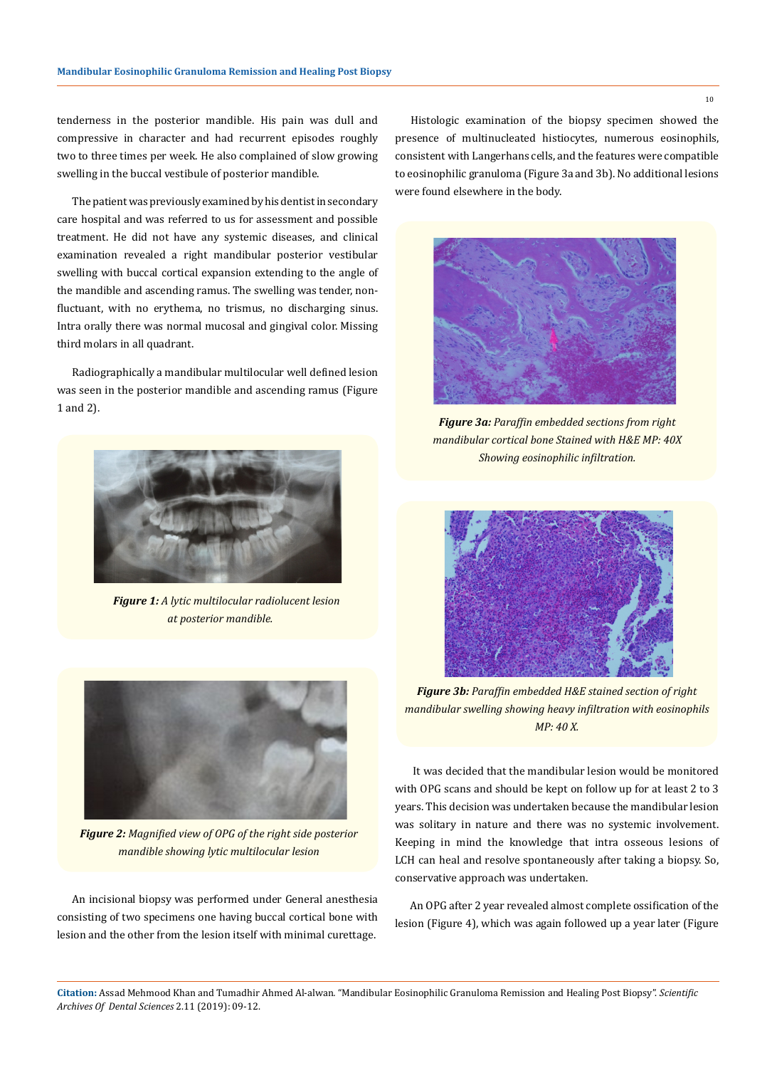tenderness in the posterior mandible. His pain was dull and compressive in character and had recurrent episodes roughly two to three times per week. He also complained of slow growing swelling in the buccal vestibule of posterior mandible.

The patient was previously examined by his dentist in secondary care hospital and was referred to us for assessment and possible treatment. He did not have any systemic diseases, and clinical examination revealed a right mandibular posterior vestibular swelling with buccal cortical expansion extending to the angle of the mandible and ascending ramus. The swelling was tender, non-fluctuant, with no erythema, no trismus, no discharging sinus. Intra orally there was normal mucosal and gingival color. Missing third molars in all quadrant.

Radiographically a mandibular multilocular well defined lesion was seen in the posterior mandible and ascending ramus (Figure 1 and 2).

***Figure 1:*** *A lytic multilocular radiolucent lesion at posterior mandible.*

***Figure 2:*** *Magnified view of OPG of the right side posterior mandible showing lytic multilocular lesion*

An incisional biopsy was performed under General anesthesia consisting of two specimens one having buccal cortical bone with lesion and the other from the lesion itself with minimal curettage.

Histologic examination of the biopsy specimen showed the presence of multinucleated histiocytes, numerous eosinophils, consistent with Langerhans cells, and the features were compatible to eosinophilic granuloma (Figure 3a and 3b). No additional lesions were found elsewhere in the body.

***Figure 3a:*** *Paraffin embedded sections from right mandibular cortical bone Stained with H&E MP: 40X Showing eosinophilic infiltration.*

***Figure 3b:*** *Paraffin embedded H&E stained section of right mandibular swelling showing heavy infiltration with eosinophils MP: 40 X.*

It was decided that the mandibular lesion would be monitored with OPG scans and should be kept on follow up for at least 2 to 3 years. This decision was undertaken because the mandibular lesion was solitary in nature and there was no systemic involvement. Keeping in mind the knowledge that intra osseous lesions of LCH can heal and resolve spontaneously after taking a biopsy. So, conservative approach was undertaken.

An OPG after 2 year revealed almost complete ossification of the lesion (Figure 4), which was again followed up a year later (Figure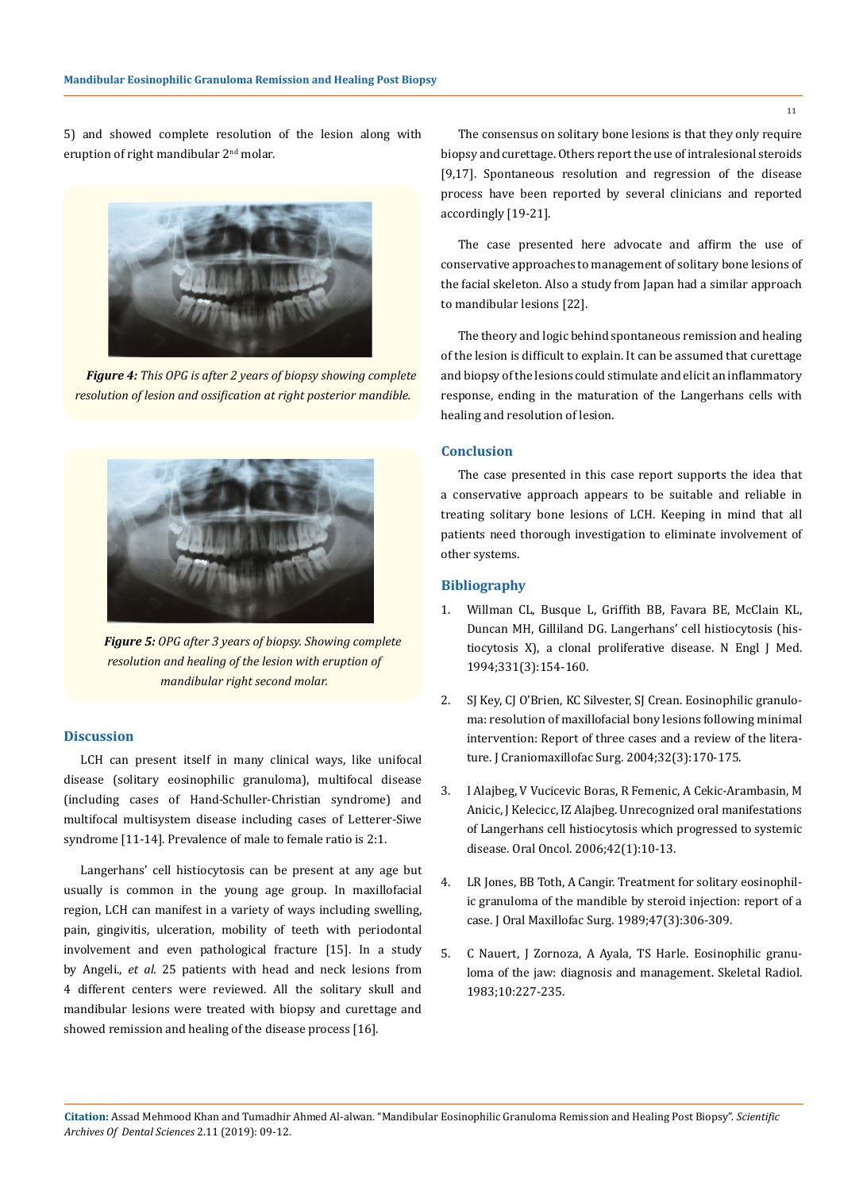5) and showed complete resolution of the lesion along with eruption of right mandibular 2nd molar.

***Figure 4:*** *This OPG is after 2 years of biopsy showing complete resolution of lesion and ossification at right posterior mandible.*

***Figure 5:*** *OPG after 3 years of biopsy. Showing complete resolution and healing of the lesion with eruption of mandibular right second molar.*

## Discussion

LCH can present itself in many clinical ways, like unifocal disease (solitary eosinophilic granuloma), multifocal disease (including cases of Hand-Schuller-Christian syndrome) and multifocal multisystem disease including cases of Letterer-Siwe syndrome [11-14]. Prevalence of male to female ratio is 2:1.

Langerhans' cell histiocytosis can be present at any age but usually is common in the young age group. In maxillofacial region, LCH can manifest in a variety of ways including swelling, pain, gingivitis, ulceration, mobility of teeth with periodontal involvement and even pathological fracture [15]. In a study by Angeli., *et al.* 25 patients with head and neck lesions from 4 different centers were reviewed. All the solitary skull and mandibular lesions were treated with biopsy and curettage and showed remission and healing of the disease process [16].

The consensus on solitary bone lesions is that they only require biopsy and curettage. Others report the use of intralesional steroids [9,17]. Spontaneous resolution and regression of the disease process have been reported by several clinicians and reported accordingly [19-21].

The case presented here advocate and affirm the use of conservative approaches to management of solitary bone lesions of the facial skeleton. Also a study from Japan had a similar approach to mandibular lesions [22].

The theory and logic behind spontaneous remission and healing of the lesion is difficult to explain. It can be assumed that curettage and biopsy of the lesions could stimulate and elicit an inflammatory response, ending in the maturation of the Langerhans cells with healing and resolution of lesion.

## Conclusion

The case presented in this case report supports the idea that a conservative approach appears to be suitable and reliable in treating solitary bone lesions of LCH. Keeping in mind that all patients need thorough investigation to eliminate involvement of other systems.

## Bibliography

1. Willman CL, Busque L, Griffith BB, Favara BE, McClain KL, Duncan MH, Gilliland DG. Langerhans' cell histiocytosis (histiocytosis X), a clonal proliferative disease. N Engl J Med. 1994;331(3):154-160.
2. SJ Key, CJ O'Brien, KC Silvester, SJ Crean. Eosinophilic granuloma: resolution of maxillofacial bony lesions following minimal intervention: Report of three cases and a review of the literature. J Craniomaxillofac Surg. 2004;32(3):170-175.
3. I Alajbeg, V Vucicevic Boras, R Femenic, A Cekic-Arambasin, M Anicic, J Kelecicc, IZ Alajbeg. Unrecognized oral manifestations of Langerhans cell histiocytosis which progressed to systemic disease. Oral Oncol. 2006;42(1):10-13.
4. LR Jones, BB Toth, A Cangir. Treatment for solitary eosinophilic granuloma of the mandible by steroid injection: report of a case. J Oral Maxillofac Surg. 1989;47(3):306-309.
5. C Nauert, J Zornoza, A Ayala, TS Harle. Eosinophilic granuloma of the jaw: diagnosis and management. Skeletal Radiol. 1983;10:227-235.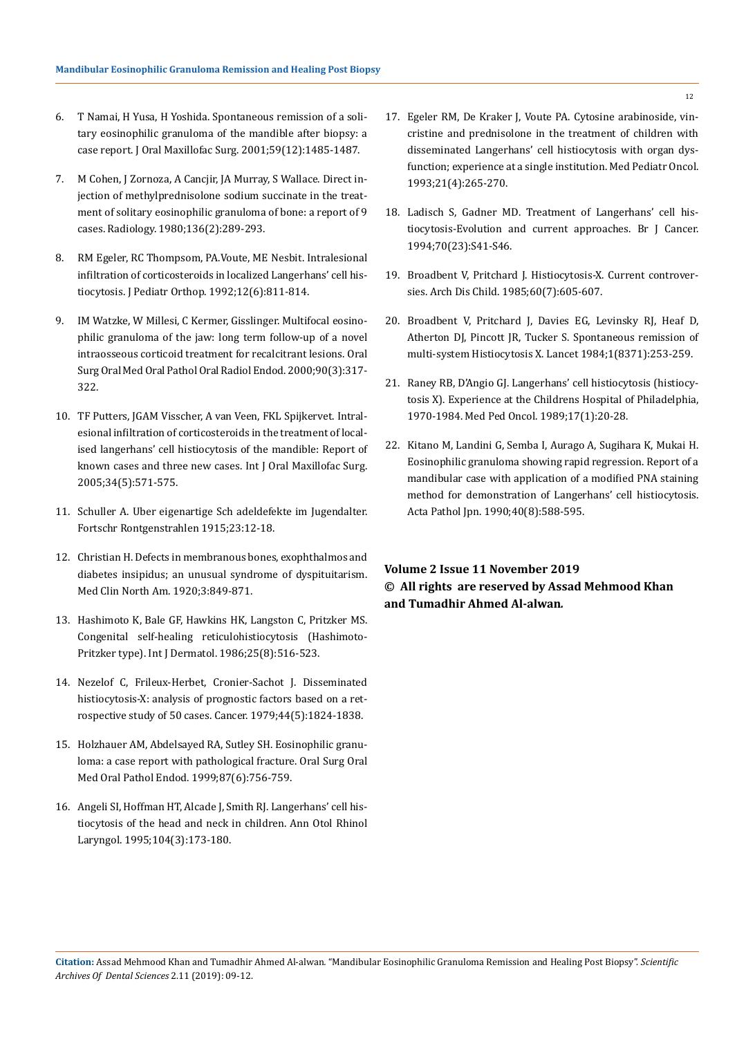6. T Namai, H Yusa, H Yoshida. Spontaneous remission of a solitary eosinophilic granuloma of the mandible after biopsy: a case report. J Oral Maxillofac Surg. 2001;59(12):1485-1487.

7. M Cohen, J Zornoza, A Cancjir, JA Murray, S Wallace. Direct injection of methylprednisolone sodium succinate in the treatment of solitary eosinophilic granuloma of bone: a report of 9 cases. Radiology. 1980;136(2):289-293.

8. RM Egeler, RC Thompsom, PA.Voute, ME Nesbit. Intralesional infiltration of corticosteroids in localized Langerhans' cell histiocytosis. J Pediatr Orthop. 1992;12(6):811-814.

9. IM Watzke, W Millesi, C Kermer, Gisslinger. Multifocal eosinophilic granuloma of the jaw: long term follow-up of a novel intraosseous corticoid treatment for recalcitrant lesions. Oral Surg Oral Med Oral Pathol Oral Radiol Endod. 2000;90(3):317-322.

10. TF Putters, JGAM Visscher, A van Veen, FKL Spijkervet. Intralesional infiltration of corticosteroids in the treatment of localised langerhans' cell histiocytosis of the mandible: Report of known cases and three new cases. Int J Oral Maxillofac Surg. 2005;34(5):571-575.

11. Schuller A. Uber eigenartige Sch adeldefekte im Jugendalter. Fortschr Rontgenstrahlen 1915;23:12-18.

12. Christian H. Defects in membranous bones, exophthalmos and diabetes insipidus; an unusual syndrome of dyspituitarism. Med Clin North Am. 1920;3:849-871.

13. Hashimoto K, Bale GF, Hawkins HK, Langston C, Pritzker MS. Congenital self-healing reticulohistiocytosis (Hashimoto-Pritzker type). Int J Dermatol. 1986;25(8):516-523.

14. Nezelof C, Frileux-Herbet, Cronier-Sachot J. Disseminated histiocytosis-X: analysis of prognostic factors based on a retrospective study of 50 cases. Cancer. 1979;44(5):1824-1838.

15. Holzhauer AM, Abdelsayed RA, Sutley SH. Eosinophilic granuloma: a case report with pathological fracture. Oral Surg Oral Med Oral Pathol Endod. 1999;87(6):756-759.

16. Angeli SI, Hoffman HT, Alcade J, Smith RJ. Langerhans' cell histiocytosis of the head and neck in children. Ann Otol Rhinol Laryngol. 1995;104(3):173-180.

17. Egeler RM, De Kraker J, Voute PA. Cytosine arabinoside, vincristine and prednisolone in the treatment of children with disseminated Langerhans' cell histiocytosis with organ dysfunction; experience at a single institution. Med Pediatr Oncol. 1993;21(4):265-270.

18. Ladisch S, Gadner MD. Treatment of Langerhans' cell histiocytosis-Evolution and current approaches. Br J Cancer. 1994;70(23):S41-S46.

19. Broadbent V, Pritchard J. Histiocytosis-X. Current controversies. Arch Dis Child. 1985;60(7):605-607.

20. Broadbent V, Pritchard J, Davies EG, Levinsky RJ, Heaf D, Atherton DJ, Pincott JR, Tucker S. Spontaneous remission of multi-system Histiocytosis X. Lancet 1984;1(8371):253-259.

21. Raney RB, D'Angio GJ. Langerhans' cell histiocytosis (histiocytosis X). Experience at the Childrens Hospital of Philadelphia, 1970-1984. Med Ped Oncol. 1989;17(1):20-28.

22. Kitano M, Landini G, Semba I, Aurago A, Sugihara K, Mukai H. Eosinophilic granuloma showing rapid regression. Report of a mandibular case with application of a modified PNA staining method for demonstration of Langerhans' cell histiocytosis. Acta Pathol Jpn. 1990;40(8):588-595.

**Volume 2 Issue 11 November 2019**
**© All rights are reserved by Assad Mehmood Khan and Tumadhir Ahmed Al-alwan.**